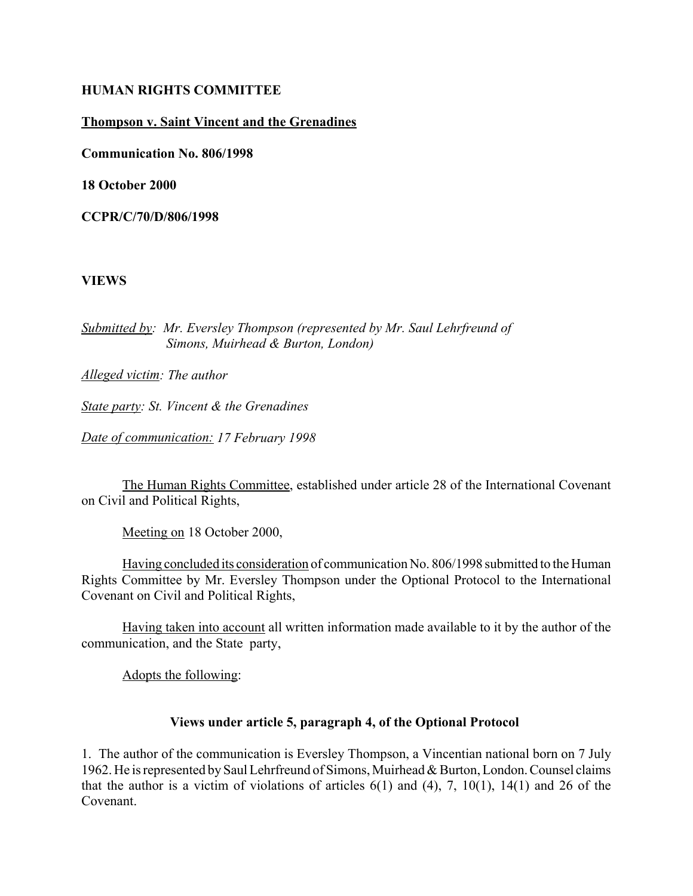**HUMAN RIGHTS COMMITTEE**

**Thompson v. Saint Vincent and the Grenadines**

**Communication No. 806/1998**

**18 October 2000**

**CCPR/C/70/D/806/1998**

**VIEWS**

*Submitted by: Mr. Eversley Thompson (represented by Mr. Saul Lehrfreund of Simons, Muirhead & Burton, London)*

*Alleged victim: The author*

*State party: St. Vincent & the Grenadines*

*Date of communication: 17 February 1998*

The Human Rights Committee, established under article 28 of the International Covenant on Civil and Political Rights,

Meeting on 18 October 2000,

Having concluded its consideration of communication No. 806/1998 submitted to the Human Rights Committee by Mr. Eversley Thompson under the Optional Protocol to the International Covenant on Civil and Political Rights,

Having taken into account all written information made available to it by the author of the communication, and the State party,

Adopts the following:

**Views under article 5, paragraph 4, of the Optional Protocol**

1. The author of the communication is Eversley Thompson, a Vincentian national born on 7 July 1962. He is represented by Saul Lehrfreund of Simons, Muirhead & Burton, London. Counsel claims that the author is a victim of violations of articles 6(1) and (4), 7, 10(1), 14(1) and 26 of the Covenant.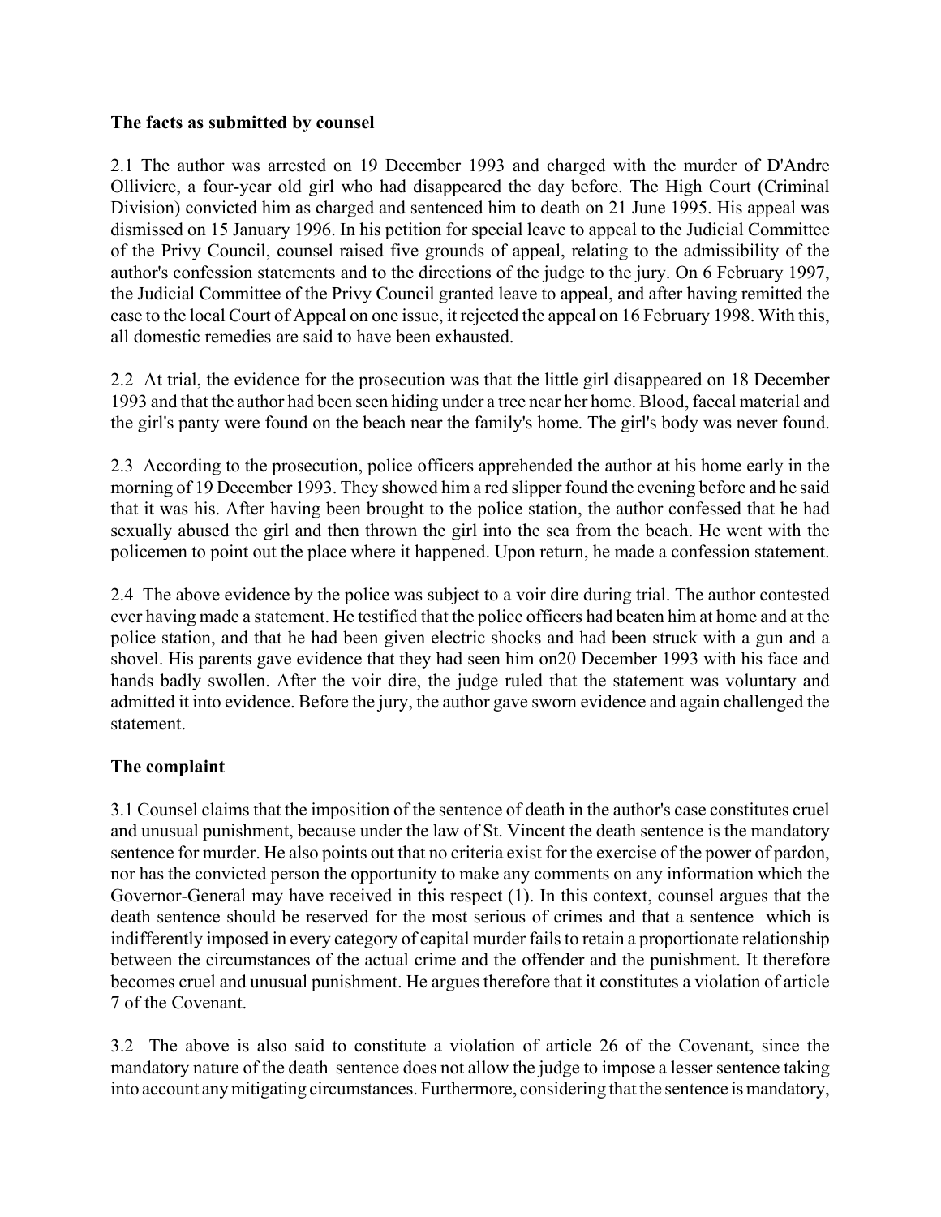**The facts as submitted by counsel**

2.1 The author was arrested on 19 December 1993 and charged with the murder of D'Andre Olliviere, a four-year old girl who had disappeared the day before. The High Court (Criminal Division) convicted him as charged and sentenced him to death on 21 June 1995. His appeal was dismissed on 15 January 1996. In his petition for special leave to appeal to the Judicial Committee of the Privy Council, counsel raised five grounds of appeal, relating to the admissibility of the author's confession statements and to the directions of the judge to the jury. On 6 February 1997, the Judicial Committee of the Privy Council granted leave to appeal, and after having remitted the case to the local Court of Appeal on one issue, it rejected the appeal on 16 February 1998. With this, all domestic remedies are said to have been exhausted.

2.2 At trial, the evidence for the prosecution was that the little girl disappeared on 18 December 1993 and that the author had been seen hiding under a tree near her home. Blood, faecal material and the girl's panty were found on the beach near the family's home. The girl's body was never found.

2.3 According to the prosecution, police officers apprehended the author at his home early in the morning of 19 December 1993. They showed him a red slipper found the evening before and he said that it was his. After having been brought to the police station, the author confessed that he had sexually abused the girl and then thrown the girl into the sea from the beach. He went with the policemen to point out the place where it happened. Upon return, he made a confession statement.

2.4 The above evidence by the police was subject to a voir dire during trial. The author contested ever having made a statement. He testified that the police officers had beaten him at home and at the police station, and that he had been given electric shocks and had been struck with a gun and a shovel. His parents gave evidence that they had seen him on20 December 1993 with his face and hands badly swollen. After the voir dire, the judge ruled that the statement was voluntary and admitted it into evidence. Before the jury, the author gave sworn evidence and again challenged the statement.

**The complaint**

3.1 Counsel claims that the imposition of the sentence of death in the author's case constitutes cruel and unusual punishment, because under the law of St. Vincent the death sentence is the mandatory sentence for murder. He also points out that no criteria exist for the exercise of the power of pardon, nor has the convicted person the opportunity to make any comments on any information which the Governor-General may have received in this respect (1). In this context, counsel argues that the death sentence should be reserved for the most serious of crimes and that a sentence which is indifferently imposed in every category of capital murder fails to retain a proportionate relationship between the circumstances of the actual crime and the offender and the punishment. It therefore becomes cruel and unusual punishment. He argues therefore that it constitutes a violation of article 7 of the Covenant.

3.2 The above is also said to constitute a violation of article 26 of the Covenant, since the mandatory nature of the death sentence does not allow the judge to impose a lesser sentence taking into account any mitigating circumstances. Furthermore, considering that the sentence is mandatory,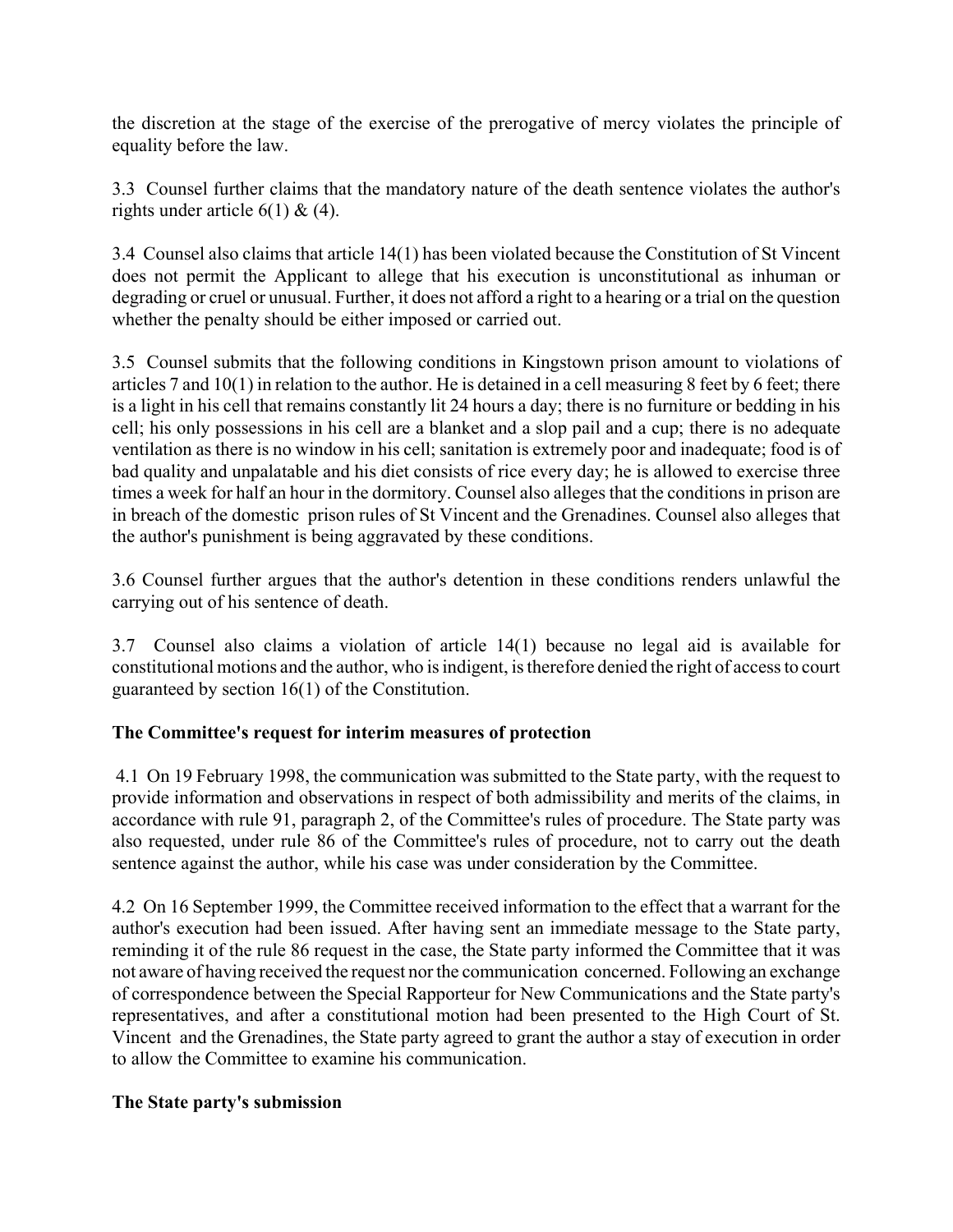the discretion at the stage of the exercise of the prerogative of mercy violates the principle of equality before the law.

3.3 Counsel further claims that the mandatory nature of the death sentence violates the author's rights under article 6(1) & (4).

3.4 Counsel also claims that article 14(1) has been violated because the Constitution of St Vincent does not permit the Applicant to allege that his execution is unconstitutional as inhuman or degrading or cruel or unusual. Further, it does not afford a right to a hearing or a trial on the question whether the penalty should be either imposed or carried out.

3.5 Counsel submits that the following conditions in Kingstown prison amount to violations of articles 7 and 10(1) in relation to the author. He is detained in a cell measuring 8 feet by 6 feet; there is a light in his cell that remains constantly lit 24 hours a day; there is no furniture or bedding in his cell; his only possessions in his cell are a blanket and a slop pail and a cup; there is no adequate ventilation as there is no window in his cell; sanitation is extremely poor and inadequate; food is of bad quality and unpalatable and his diet consists of rice every day; he is allowed to exercise three times a week for half an hour in the dormitory. Counsel also alleges that the conditions in prison are in breach of the domestic prison rules of St Vincent and the Grenadines. Counsel also alleges that the author's punishment is being aggravated by these conditions.

3.6 Counsel further argues that the author's detention in these conditions renders unlawful the carrying out of his sentence of death.

3.7 Counsel also claims a violation of article 14(1) because no legal aid is available for constitutional motions and the author, who is indigent, is therefore denied the right of access to court guaranteed by section 16(1) of the Constitution.

**The Committee's request for interim measures of protection**

4.1 On 19 February 1998, the communication was submitted to the State party, with the request to provide information and observations in respect of both admissibility and merits of the claims, in accordance with rule 91, paragraph 2, of the Committee's rules of procedure. The State party was also requested, under rule 86 of the Committee's rules of procedure, not to carry out the death sentence against the author, while his case was under consideration by the Committee.

4.2 On 16 September 1999, the Committee received information to the effect that a warrant for the author's execution had been issued. After having sent an immediate message to the State party, reminding it of the rule 86 request in the case, the State party informed the Committee that it was not aware of having received the request nor the communication concerned. Following an exchange of correspondence between the Special Rapporteur for New Communications and the State party's representatives, and after a constitutional motion had been presented to the High Court of St. Vincent and the Grenadines, the State party agreed to grant the author a stay of execution in order to allow the Committee to examine his communication.

**The State party's submission**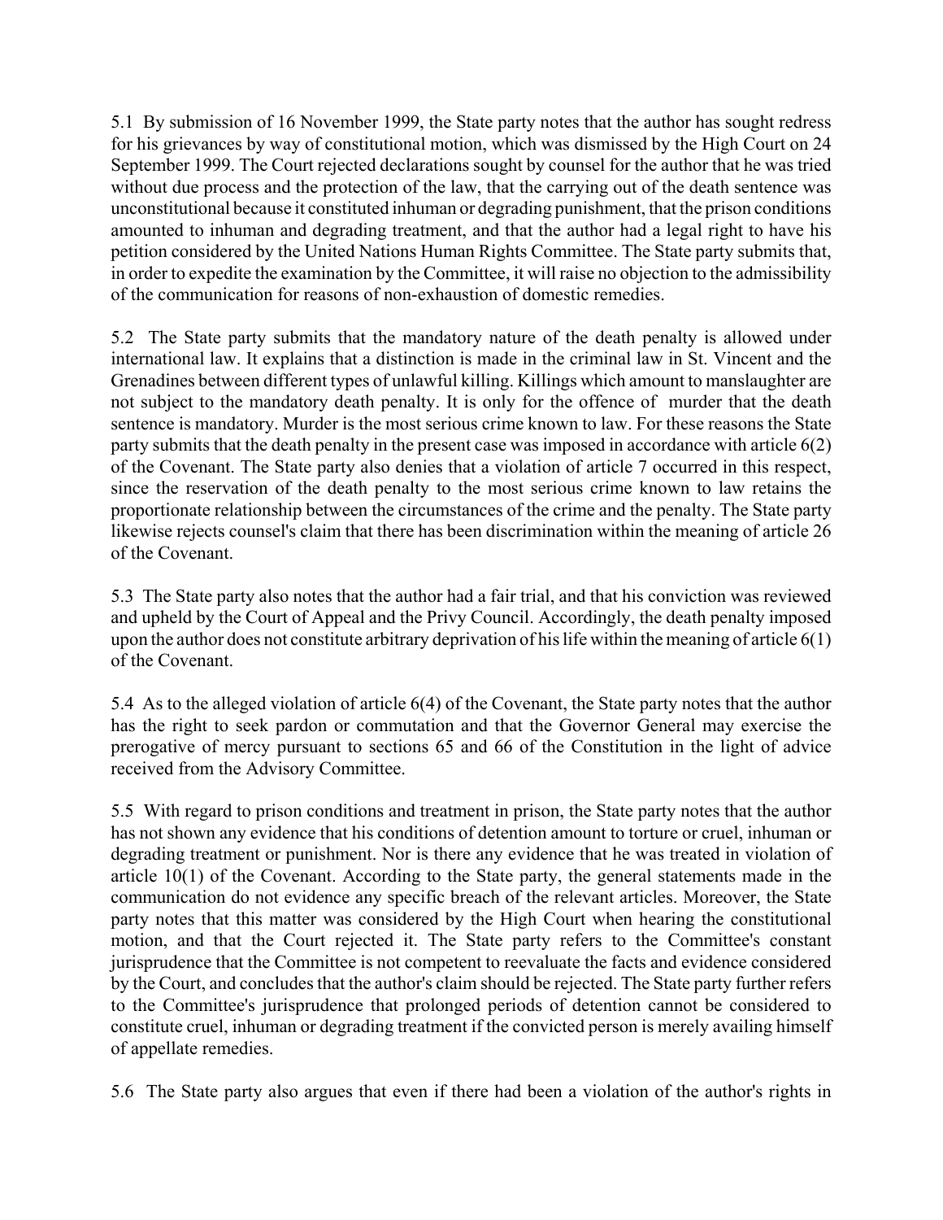5.1 By submission of 16 November 1999, the State party notes that the author has sought redress for his grievances by way of constitutional motion, which was dismissed by the High Court on 24 September 1999. The Court rejected declarations sought by counsel for the author that he was tried without due process and the protection of the law, that the carrying out of the death sentence was unconstitutional because it constituted inhuman or degrading punishment, that the prison conditions amounted to inhuman and degrading treatment, and that the author had a legal right to have his petition considered by the United Nations Human Rights Committee. The State party submits that, in order to expedite the examination by the Committee, it will raise no objection to the admissibility of the communication for reasons of non-exhaustion of domestic remedies.

5.2 The State party submits that the mandatory nature of the death penalty is allowed under international law. It explains that a distinction is made in the criminal law in St. Vincent and the Grenadines between different types of unlawful killing. Killings which amount to manslaughter are not subject to the mandatory death penalty. It is only for the offence of murder that the death sentence is mandatory. Murder is the most serious crime known to law. For these reasons the State party submits that the death penalty in the present case was imposed in accordance with article 6(2) of the Covenant. The State party also denies that a violation of article 7 occurred in this respect, since the reservation of the death penalty to the most serious crime known to law retains the proportionate relationship between the circumstances of the crime and the penalty. The State party likewise rejects counsel's claim that there has been discrimination within the meaning of article 26 of the Covenant.

5.3 The State party also notes that the author had a fair trial, and that his conviction was reviewed and upheld by the Court of Appeal and the Privy Council. Accordingly, the death penalty imposed upon the author does not constitute arbitrary deprivation of his life within the meaning of article 6(1) of the Covenant.

5.4 As to the alleged violation of article 6(4) of the Covenant, the State party notes that the author has the right to seek pardon or commutation and that the Governor General may exercise the prerogative of mercy pursuant to sections 65 and 66 of the Constitution in the light of advice received from the Advisory Committee.

5.5 With regard to prison conditions and treatment in prison, the State party notes that the author has not shown any evidence that his conditions of detention amount to torture or cruel, inhuman or degrading treatment or punishment. Nor is there any evidence that he was treated in violation of article 10(1) of the Covenant. According to the State party, the general statements made in the communication do not evidence any specific breach of the relevant articles. Moreover, the State party notes that this matter was considered by the High Court when hearing the constitutional motion, and that the Court rejected it. The State party refers to the Committee's constant jurisprudence that the Committee is not competent to reevaluate the facts and evidence considered by the Court, and concludes that the author's claim should be rejected. The State party further refers to the Committee's jurisprudence that prolonged periods of detention cannot be considered to constitute cruel, inhuman or degrading treatment if the convicted person is merely availing himself of appellate remedies.

5.6 The State party also argues that even if there had been a violation of the author's rights in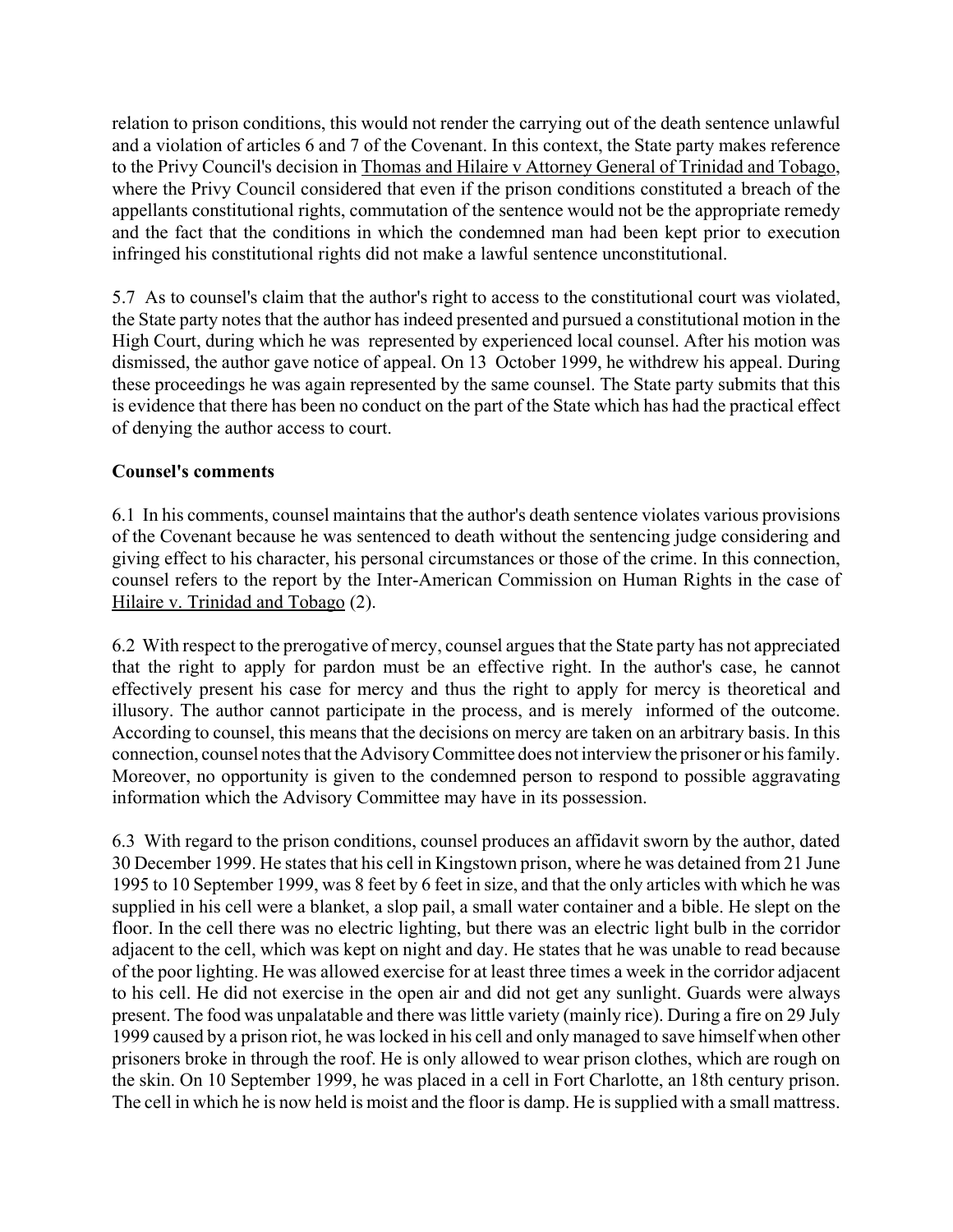relation to prison conditions, this would not render the carrying out of the death sentence unlawful and a violation of articles 6 and 7 of the Covenant. In this context, the State party makes reference to the Privy Council's decision in Thomas and Hilaire v Attorney General of Trinidad and Tobago, where the Privy Council considered that even if the prison conditions constituted a breach of the appellants constitutional rights, commutation of the sentence would not be the appropriate remedy and the fact that the conditions in which the condemned man had been kept prior to execution infringed his constitutional rights did not make a lawful sentence unconstitutional.

5.7 As to counsel's claim that the author's right to access to the constitutional court was violated, the State party notes that the author has indeed presented and pursued a constitutional motion in the High Court, during which he was represented by experienced local counsel. After his motion was dismissed, the author gave notice of appeal. On 13 October 1999, he withdrew his appeal. During these proceedings he was again represented by the same counsel. The State party submits that this is evidence that there has been no conduct on the part of the State which has had the practical effect of denying the author access to court.

**Counsel's comments**

6.1 In his comments, counsel maintains that the author's death sentence violates various provisions of the Covenant because he was sentenced to death without the sentencing judge considering and giving effect to his character, his personal circumstances or those of the crime. In this connection, counsel refers to the report by the Inter-American Commission on Human Rights in the case of Hilaire v. Trinidad and Tobago (2).

6.2 With respect to the prerogative of mercy, counsel argues that the State party has not appreciated that the right to apply for pardon must be an effective right. In the author's case, he cannot effectively present his case for mercy and thus the right to apply for mercy is theoretical and illusory. The author cannot participate in the process, and is merely informed of the outcome. According to counsel, this means that the decisions on mercy are taken on an arbitrary basis. In this connection, counsel notes that the Advisory Committee does not interview the prisoner or his family. Moreover, no opportunity is given to the condemned person to respond to possible aggravating information which the Advisory Committee may have in its possession.

6.3 With regard to the prison conditions, counsel produces an affidavit sworn by the author, dated 30 December 1999. He states that his cell in Kingstown prison, where he was detained from 21 June 1995 to 10 September 1999, was 8 feet by 6 feet in size, and that the only articles with which he was supplied in his cell were a blanket, a slop pail, a small water container and a bible. He slept on the floor. In the cell there was no electric lighting, but there was an electric light bulb in the corridor adjacent to the cell, which was kept on night and day. He states that he was unable to read because of the poor lighting. He was allowed exercise for at least three times a week in the corridor adjacent to his cell. He did not exercise in the open air and did not get any sunlight. Guards were always present. The food was unpalatable and there was little variety (mainly rice). During a fire on 29 July 1999 caused by a prison riot, he was locked in his cell and only managed to save himself when other prisoners broke in through the roof. He is only allowed to wear prison clothes, which are rough on the skin. On 10 September 1999, he was placed in a cell in Fort Charlotte, an 18th century prison. The cell in which he is now held is moist and the floor is damp. He is supplied with a small mattress.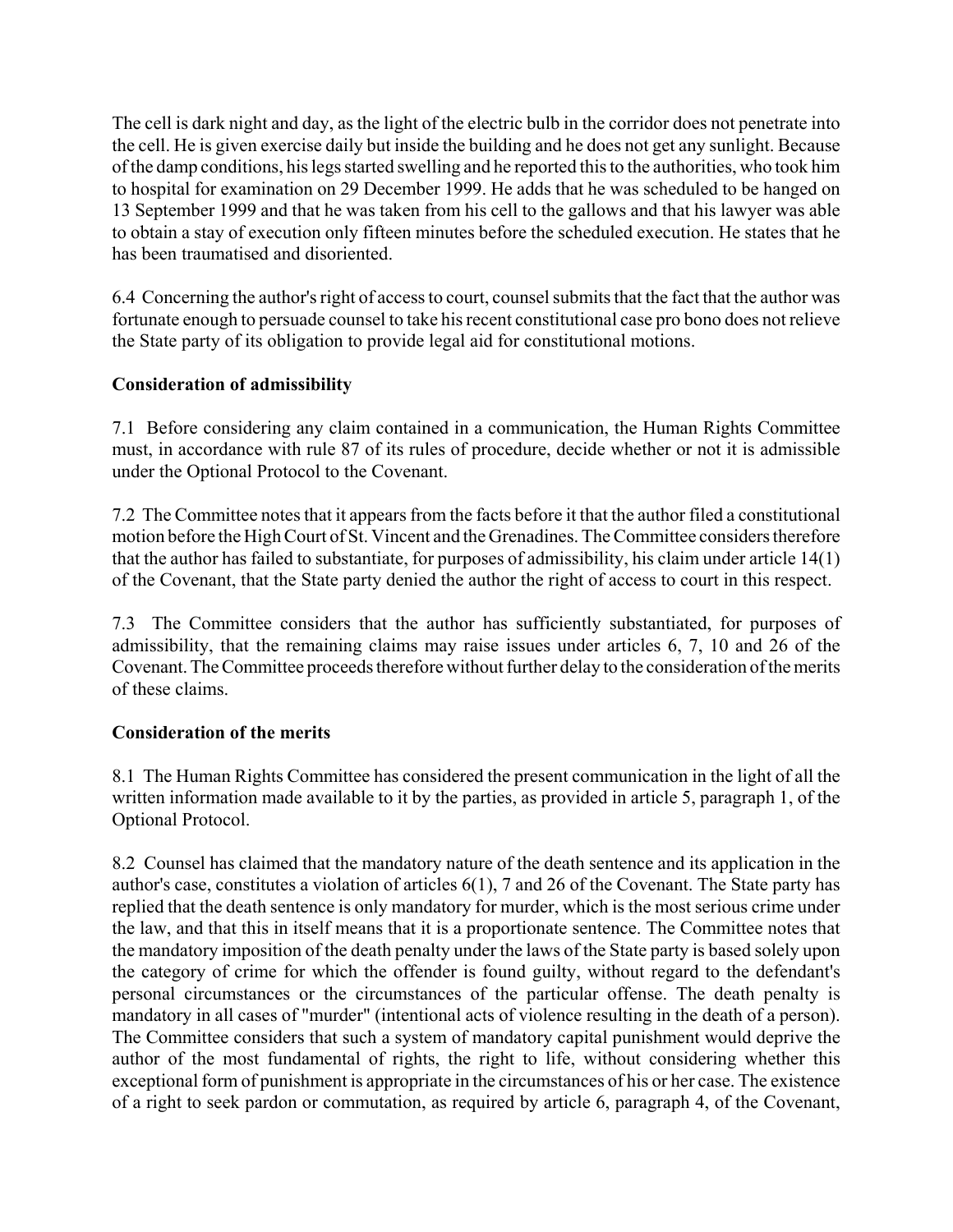The cell is dark night and day, as the light of the electric bulb in the corridor does not penetrate into the cell. He is given exercise daily but inside the building and he does not get any sunlight. Because of the damp conditions, his legs started swelling and he reported this to the authorities, who took him to hospital for examination on 29 December 1999. He adds that he was scheduled to be hanged on 13 September 1999 and that he was taken from his cell to the gallows and that his lawyer was able to obtain a stay of execution only fifteen minutes before the scheduled execution. He states that he has been traumatised and disoriented.

6.4 Concerning the author's right of access to court, counsel submits that the fact that the author was fortunate enough to persuade counsel to take his recent constitutional case pro bono does not relieve the State party of its obligation to provide legal aid for constitutional motions.

**Consideration of admissibility**

7.1 Before considering any claim contained in a communication, the Human Rights Committee must, in accordance with rule 87 of its rules of procedure, decide whether or not it is admissible under the Optional Protocol to the Covenant.

7.2 The Committee notes that it appears from the facts before it that the author filed a constitutional motion before the High Court of St. Vincent and the Grenadines. The Committee considers therefore that the author has failed to substantiate, for purposes of admissibility, his claim under article 14(1) of the Covenant, that the State party denied the author the right of access to court in this respect.

7.3 The Committee considers that the author has sufficiently substantiated, for purposes of admissibility, that the remaining claims may raise issues under articles 6, 7, 10 and 26 of the Covenant. The Committee proceeds therefore without further delay to the consideration of the merits of these claims.

**Consideration of the merits**

8.1 The Human Rights Committee has considered the present communication in the light of all the written information made available to it by the parties, as provided in article 5, paragraph 1, of the Optional Protocol.

8.2 Counsel has claimed that the mandatory nature of the death sentence and its application in the author's case, constitutes a violation of articles 6(1), 7 and 26 of the Covenant. The State party has replied that the death sentence is only mandatory for murder, which is the most serious crime under the law, and that this in itself means that it is a proportionate sentence. The Committee notes that the mandatory imposition of the death penalty under the laws of the State party is based solely upon the category of crime for which the offender is found guilty, without regard to the defendant's personal circumstances or the circumstances of the particular offense. The death penalty is mandatory in all cases of "murder" (intentional acts of violence resulting in the death of a person). The Committee considers that such a system of mandatory capital punishment would deprive the author of the most fundamental of rights, the right to life, without considering whether this exceptional form of punishment is appropriate in the circumstances of his or her case. The existence of a right to seek pardon or commutation, as required by article 6, paragraph 4, of the Covenant,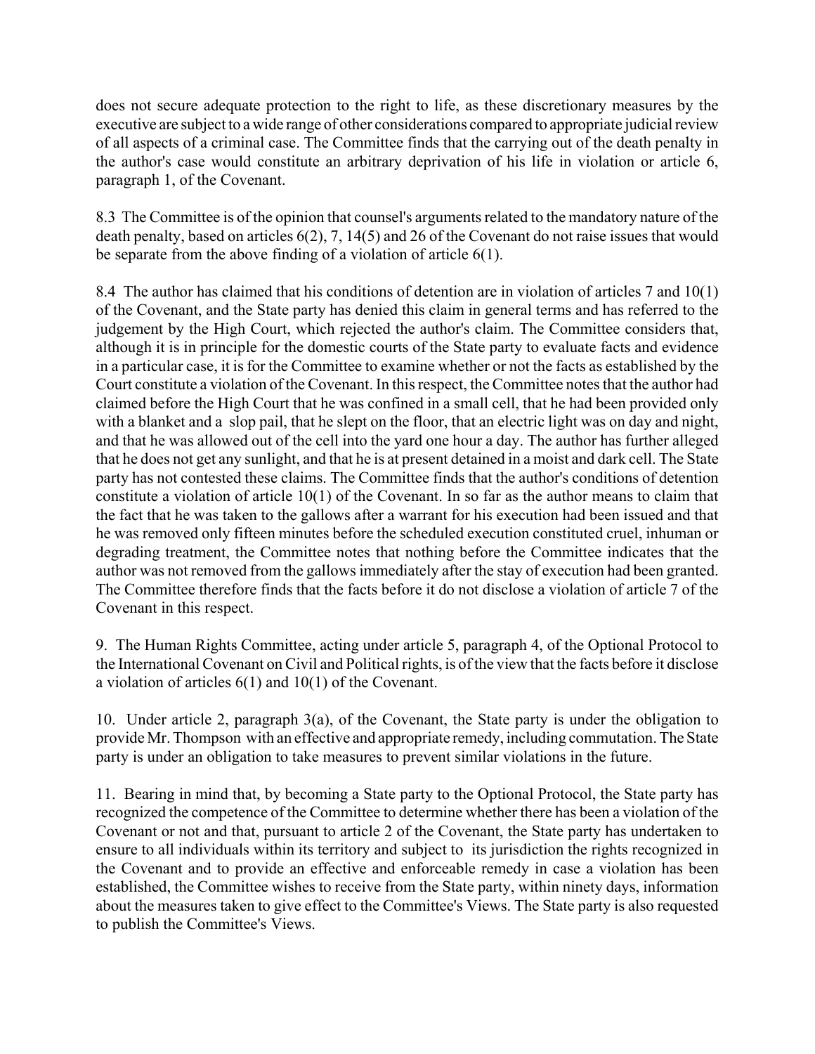does not secure adequate protection to the right to life, as these discretionary measures by the executive are subject to a wide range of other considerations compared to appropriate judicial review of all aspects of a criminal case. The Committee finds that the carrying out of the death penalty in the author's case would constitute an arbitrary deprivation of his life in violation or article 6, paragraph 1, of the Covenant.

8.3 The Committee is of the opinion that counsel's arguments related to the mandatory nature of the death penalty, based on articles 6(2), 7, 14(5) and 26 of the Covenant do not raise issues that would be separate from the above finding of a violation of article 6(1).

8.4 The author has claimed that his conditions of detention are in violation of articles 7 and 10(1) of the Covenant, and the State party has denied this claim in general terms and has referred to the judgement by the High Court, which rejected the author's claim. The Committee considers that, although it is in principle for the domestic courts of the State party to evaluate facts and evidence in a particular case, it is for the Committee to examine whether or not the facts as established by the Court constitute a violation of the Covenant. In this respect, the Committee notes that the author had claimed before the High Court that he was confined in a small cell, that he had been provided only with a blanket and a slop pail, that he slept on the floor, that an electric light was on day and night, and that he was allowed out of the cell into the yard one hour a day. The author has further alleged that he does not get any sunlight, and that he is at present detained in a moist and dark cell. The State party has not contested these claims. The Committee finds that the author's conditions of detention constitute a violation of article 10(1) of the Covenant. In so far as the author means to claim that the fact that he was taken to the gallows after a warrant for his execution had been issued and that he was removed only fifteen minutes before the scheduled execution constituted cruel, inhuman or degrading treatment, the Committee notes that nothing before the Committee indicates that the author was not removed from the gallows immediately after the stay of execution had been granted. The Committee therefore finds that the facts before it do not disclose a violation of article 7 of the Covenant in this respect.

9. The Human Rights Committee, acting under article 5, paragraph 4, of the Optional Protocol to the International Covenant on Civil and Political rights, is of the view that the facts before it disclose a violation of articles 6(1) and 10(1) of the Covenant.

10. Under article 2, paragraph 3(a), of the Covenant, the State party is under the obligation to provide Mr. Thompson with an effective and appropriate remedy, including commutation. The State party is under an obligation to take measures to prevent similar violations in the future.

11. Bearing in mind that, by becoming a State party to the Optional Protocol, the State party has recognized the competence of the Committee to determine whether there has been a violation of the Covenant or not and that, pursuant to article 2 of the Covenant, the State party has undertaken to ensure to all individuals within its territory and subject to its jurisdiction the rights recognized in the Covenant and to provide an effective and enforceable remedy in case a violation has been established, the Committee wishes to receive from the State party, within ninety days, information about the measures taken to give effect to the Committee's Views. The State party is also requested to publish the Committee's Views.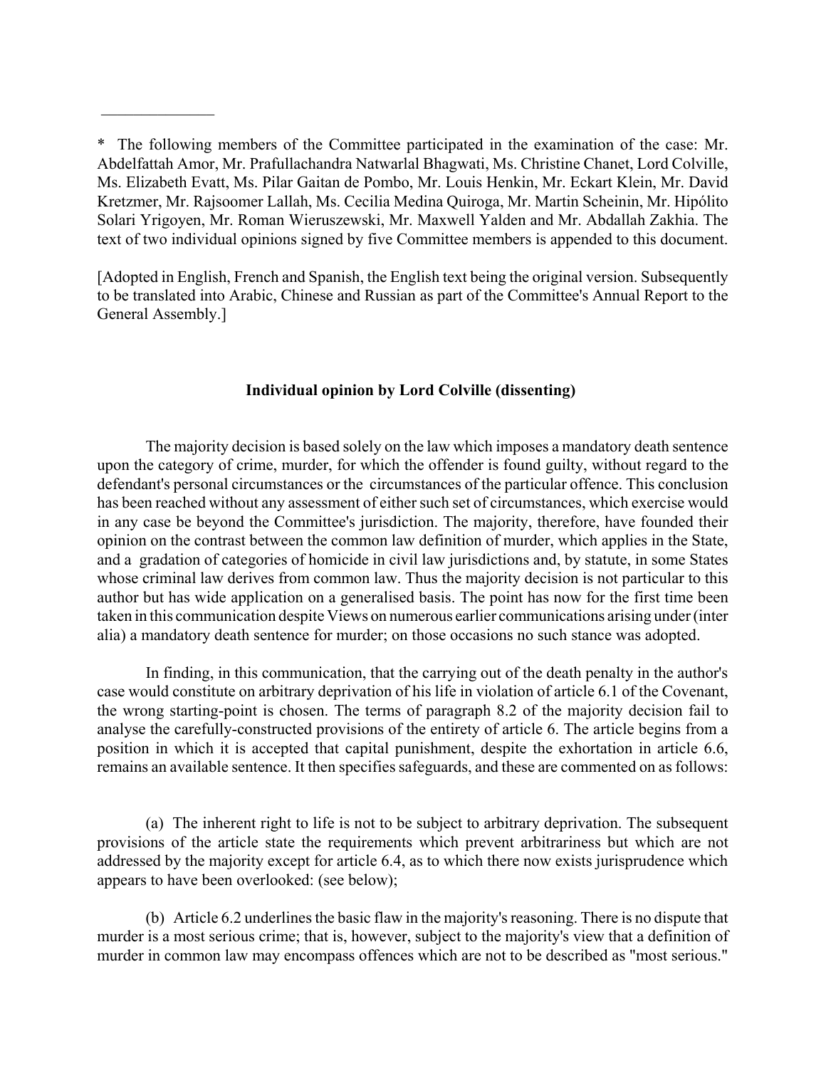\* The following members of the Committee participated in the examination of the case: Mr. Abdelfattah Amor, Mr. Prafullachandra Natwarlal Bhagwati, Ms. Christine Chanet, Lord Colville, Ms. Elizabeth Evatt, Ms. Pilar Gaitan de Pombo, Mr. Louis Henkin, Mr. Eckart Klein, Mr. David Kretzmer, Mr. Rajsoomer Lallah, Ms. Cecilia Medina Quiroga, Mr. Martin Scheinin, Mr. Hipólito Solari Yrigoyen, Mr. Roman Wieruszewski, Mr. Maxwell Yalden and Mr. Abdallah Zakhia. The text of two individual opinions signed by five Committee members is appended to this document.

[Adopted in English, French and Spanish, the English text being the original version. Subsequently to be translated into Arabic, Chinese and Russian as part of the Committee's Annual Report to the General Assembly.]

**Individual opinion by Lord Colville (dissenting)**

The majority decision is based solely on the law which imposes a mandatory death sentence upon the category of crime, murder, for which the offender is found guilty, without regard to the defendant's personal circumstances or the circumstances of the particular offence. This conclusion has been reached without any assessment of either such set of circumstances, which exercise would in any case be beyond the Committee's jurisdiction. The majority, therefore, have founded their opinion on the contrast between the common law definition of murder, which applies in the State, and a gradation of categories of homicide in civil law jurisdictions and, by statute, in some States whose criminal law derives from common law. Thus the majority decision is not particular to this author but has wide application on a generalised basis. The point has now for the first time been taken in this communication despite Views on numerous earlier communications arising under (inter alia) a mandatory death sentence for murder; on those occasions no such stance was adopted.

In finding, in this communication, that the carrying out of the death penalty in the author's case would constitute on arbitrary deprivation of his life in violation of article 6.1 of the Covenant, the wrong starting-point is chosen. The terms of paragraph 8.2 of the majority decision fail to analyse the carefully-constructed provisions of the entirety of article 6. The article begins from a position in which it is accepted that capital punishment, despite the exhortation in article 6.6, remains an available sentence. It then specifies safeguards, and these are commented on as follows:

(a) The inherent right to life is not to be subject to arbitrary deprivation. The subsequent provisions of the article state the requirements which prevent arbitrariness but which are not addressed by the majority except for article 6.4, as to which there now exists jurisprudence which appears to have been overlooked: (see below);

(b) Article 6.2 underlines the basic flaw in the majority's reasoning. There is no dispute that murder is a most serious crime; that is, however, subject to the majority's view that a definition of murder in common law may encompass offences which are not to be described as "most serious."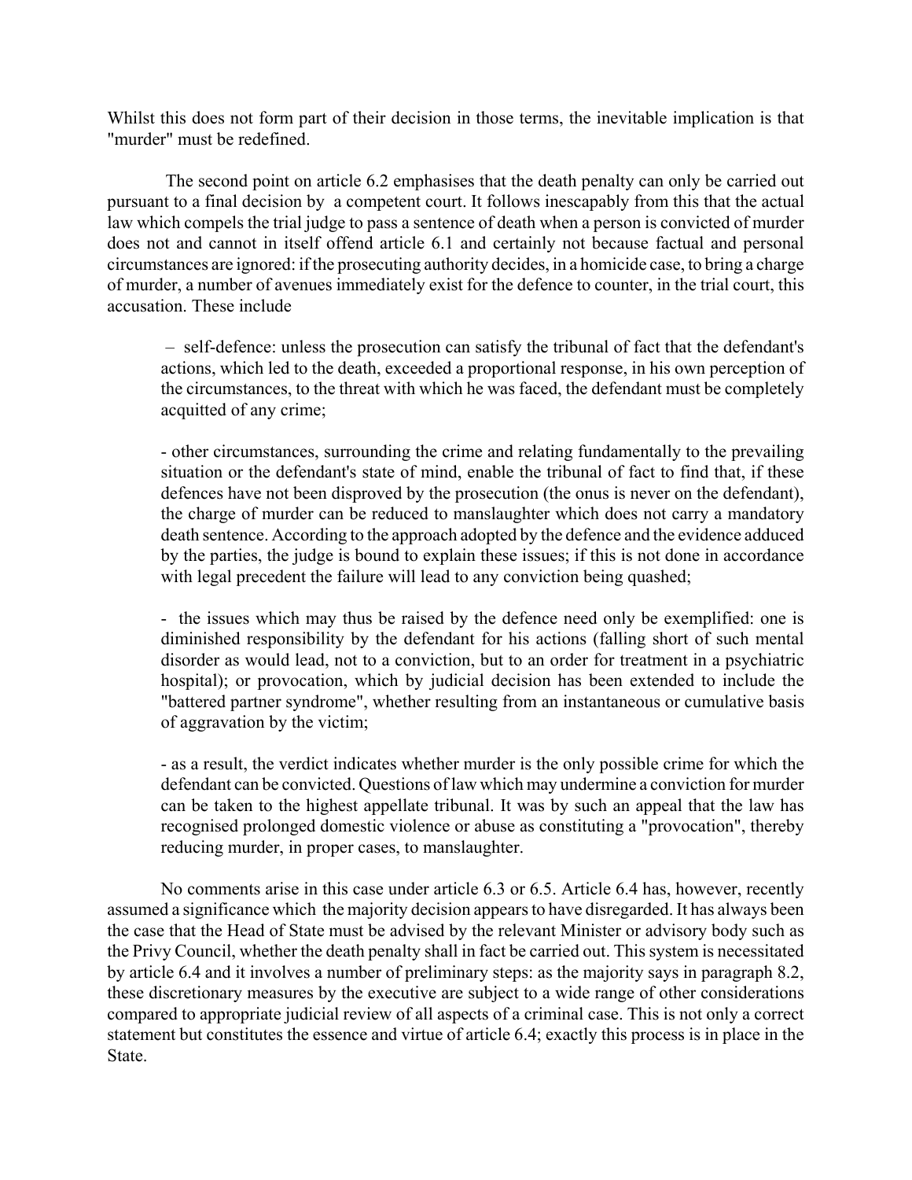Whilst this does not form part of their decision in those terms, the inevitable implication is that "murder" must be redefined.

The second point on article 6.2 emphasises that the death penalty can only be carried out pursuant to a final decision by a competent court. It follows inescapably from this that the actual law which compels the trial judge to pass a sentence of death when a person is convicted of murder does not and cannot in itself offend article 6.1 and certainly not because factual and personal circumstances are ignored: if the prosecuting authority decides, in a homicide case, to bring a charge of murder, a number of avenues immediately exist for the defence to counter, in the trial court, this accusation. These include

> – self-defence: unless the prosecution can satisfy the tribunal of fact that the defendant's actions, which led to the death, exceeded a proportional response, in his own perception of the circumstances, to the threat with which he was faced, the defendant must be completely acquitted of any crime;
>
> - other circumstances, surrounding the crime and relating fundamentally to the prevailing situation or the defendant's state of mind, enable the tribunal of fact to find that, if these defences have not been disproved by the prosecution (the onus is never on the defendant), the charge of murder can be reduced to manslaughter which does not carry a mandatory death sentence. According to the approach adopted by the defence and the evidence adduced by the parties, the judge is bound to explain these issues; if this is not done in accordance with legal precedent the failure will lead to any conviction being quashed;
>
> - the issues which may thus be raised by the defence need only be exemplified: one is diminished responsibility by the defendant for his actions (falling short of such mental disorder as would lead, not to a conviction, but to an order for treatment in a psychiatric hospital); or provocation, which by judicial decision has been extended to include the "battered partner syndrome", whether resulting from an instantaneous or cumulative basis of aggravation by the victim;
>
> - as a result, the verdict indicates whether murder is the only possible crime for which the defendant can be convicted. Questions of law which may undermine a conviction for murder can be taken to the highest appellate tribunal. It was by such an appeal that the law has recognised prolonged domestic violence or abuse as constituting a "provocation", thereby reducing murder, in proper cases, to manslaughter.

No comments arise in this case under article 6.3 or 6.5. Article 6.4 has, however, recently assumed a significance which the majority decision appears to have disregarded. It has always been the case that the Head of State must be advised by the relevant Minister or advisory body such as the Privy Council, whether the death penalty shall in fact be carried out. This system is necessitated by article 6.4 and it involves a number of preliminary steps: as the majority says in paragraph 8.2, these discretionary measures by the executive are subject to a wide range of other considerations compared to appropriate judicial review of all aspects of a criminal case. This is not only a correct statement but constitutes the essence and virtue of article 6.4; exactly this process is in place in the State.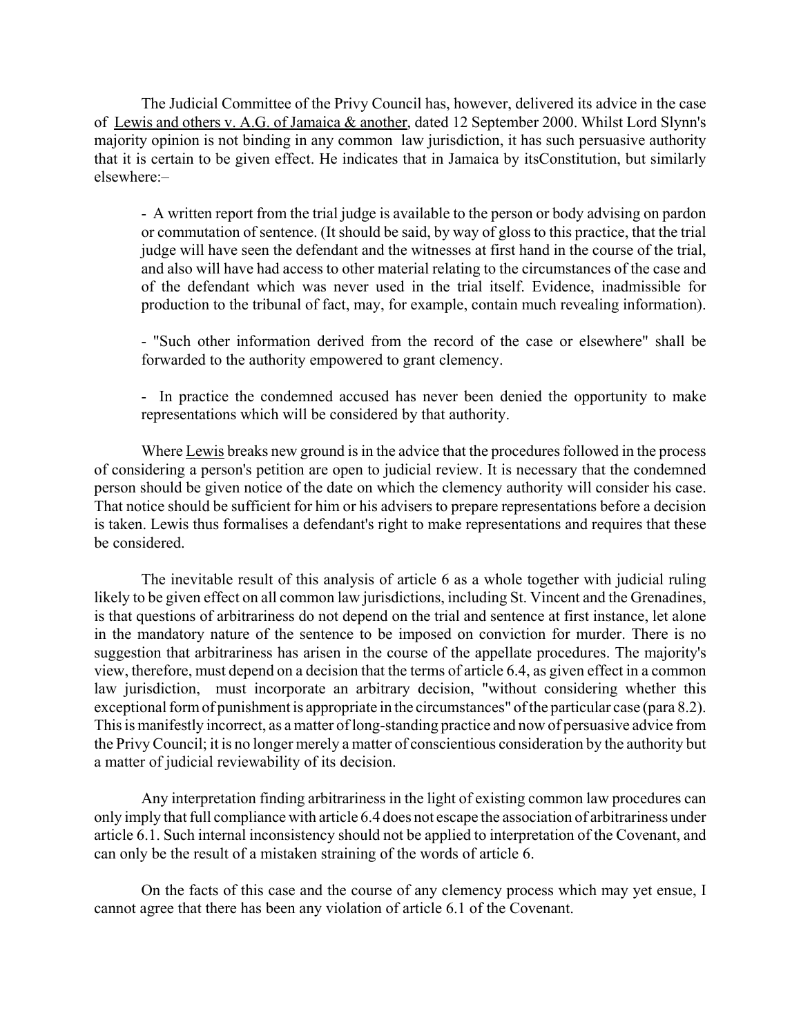The Judicial Committee of the Privy Council has, however, delivered its advice in the case of Lewis and others v. A.G. of Jamaica & another, dated 12 September 2000. Whilst Lord Slynn's majority opinion is not binding in any common law jurisdiction, it has such persuasive authority that it is certain to be given effect. He indicates that in Jamaica by itsConstitution, but similarly elsewhere:–

- A written report from the trial judge is available to the person or body advising on pardon or commutation of sentence. (It should be said, by way of gloss to this practice, that the trial judge will have seen the defendant and the witnesses at first hand in the course of the trial, and also will have had access to other material relating to the circumstances of the case and of the defendant which was never used in the trial itself. Evidence, inadmissible for production to the tribunal of fact, may, for example, contain much revealing information).

- "Such other information derived from the record of the case or elsewhere" shall be forwarded to the authority empowered to grant clemency.

- In practice the condemned accused has never been denied the opportunity to make representations which will be considered by that authority.

Where Lewis breaks new ground is in the advice that the procedures followed in the process of considering a person's petition are open to judicial review. It is necessary that the condemned person should be given notice of the date on which the clemency authority will consider his case. That notice should be sufficient for him or his advisers to prepare representations before a decision is taken. Lewis thus formalises a defendant's right to make representations and requires that these be considered.

The inevitable result of this analysis of article 6 as a whole together with judicial ruling likely to be given effect on all common law jurisdictions, including St. Vincent and the Grenadines, is that questions of arbitrariness do not depend on the trial and sentence at first instance, let alone in the mandatory nature of the sentence to be imposed on conviction for murder. There is no suggestion that arbitrariness has arisen in the course of the appellate procedures. The majority's view, therefore, must depend on a decision that the terms of article 6.4, as given effect in a common law jurisdiction, must incorporate an arbitrary decision, "without considering whether this exceptional form of punishment is appropriate in the circumstances" of the particular case (para 8.2). This is manifestly incorrect, as a matter of long-standing practice and now of persuasive advice from the Privy Council; it is no longer merely a matter of conscientious consideration by the authority but a matter of judicial reviewability of its decision.

Any interpretation finding arbitrariness in the light of existing common law procedures can only imply that full compliance with article 6.4 does not escape the association of arbitrariness under article 6.1. Such internal inconsistency should not be applied to interpretation of the Covenant, and can only be the result of a mistaken straining of the words of article 6.

On the facts of this case and the course of any clemency process which may yet ensue, I cannot agree that there has been any violation of article 6.1 of the Covenant.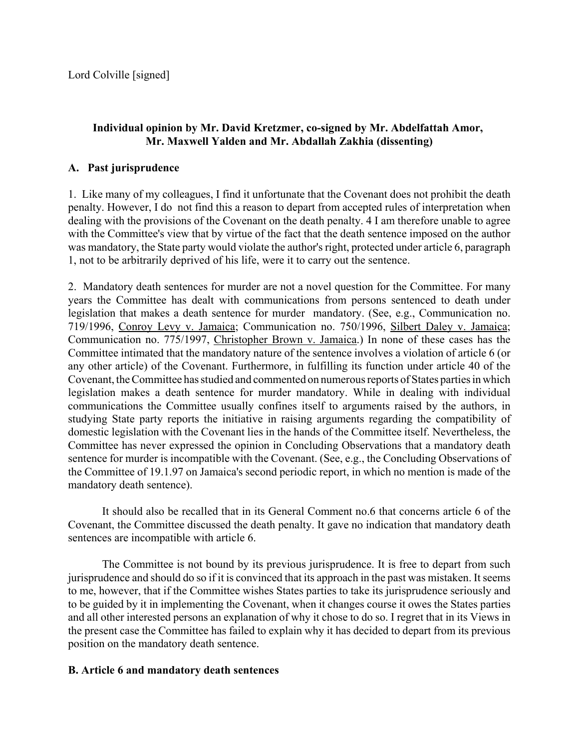Lord Colville [signed]

**Individual opinion by Mr. David Kretzmer, co-signed by Mr. Abdelfattah Amor, Mr. Maxwell Yalden and Mr. Abdallah Zakhia (dissenting)**

**A. Past jurisprudence**

1. Like many of my colleagues, I find it unfortunate that the Covenant does not prohibit the death penalty. However, I do not find this a reason to depart from accepted rules of interpretation when dealing with the provisions of the Covenant on the death penalty. 4 I am therefore unable to agree with the Committee's view that by virtue of the fact that the death sentence imposed on the author was mandatory, the State party would violate the author's right, protected under article 6, paragraph 1, not to be arbitrarily deprived of his life, were it to carry out the sentence.

2. Mandatory death sentences for murder are not a novel question for the Committee. For many years the Committee has dealt with communications from persons sentenced to death under legislation that makes a death sentence for murder mandatory. (See, e.g., Communication no. 719/1996, Conroy Levy v. Jamaica; Communication no. 750/1996, Silbert Daley v. Jamaica; Communication no. 775/1997, Christopher Brown v. Jamaica.) In none of these cases has the Committee intimated that the mandatory nature of the sentence involves a violation of article 6 (or any other article) of the Covenant. Furthermore, in fulfilling its function under article 40 of the Covenant, the Committee has studied and commented on numerous reports of States parties in which legislation makes a death sentence for murder mandatory. While in dealing with individual communications the Committee usually confines itself to arguments raised by the authors, in studying State party reports the initiative in raising arguments regarding the compatibility of domestic legislation with the Covenant lies in the hands of the Committee itself. Nevertheless, the Committee has never expressed the opinion in Concluding Observations that a mandatory death sentence for murder is incompatible with the Covenant. (See, e.g., the Concluding Observations of the Committee of 19.1.97 on Jamaica's second periodic report, in which no mention is made of the mandatory death sentence).

It should also be recalled that in its General Comment no.6 that concerns article 6 of the Covenant, the Committee discussed the death penalty. It gave no indication that mandatory death sentences are incompatible with article 6.

The Committee is not bound by its previous jurisprudence. It is free to depart from such jurisprudence and should do so if it is convinced that its approach in the past was mistaken. It seems to me, however, that if the Committee wishes States parties to take its jurisprudence seriously and to be guided by it in implementing the Covenant, when it changes course it owes the States parties and all other interested persons an explanation of why it chose to do so. I regret that in its Views in the present case the Committee has failed to explain why it has decided to depart from its previous position on the mandatory death sentence.

**B. Article 6 and mandatory death sentences**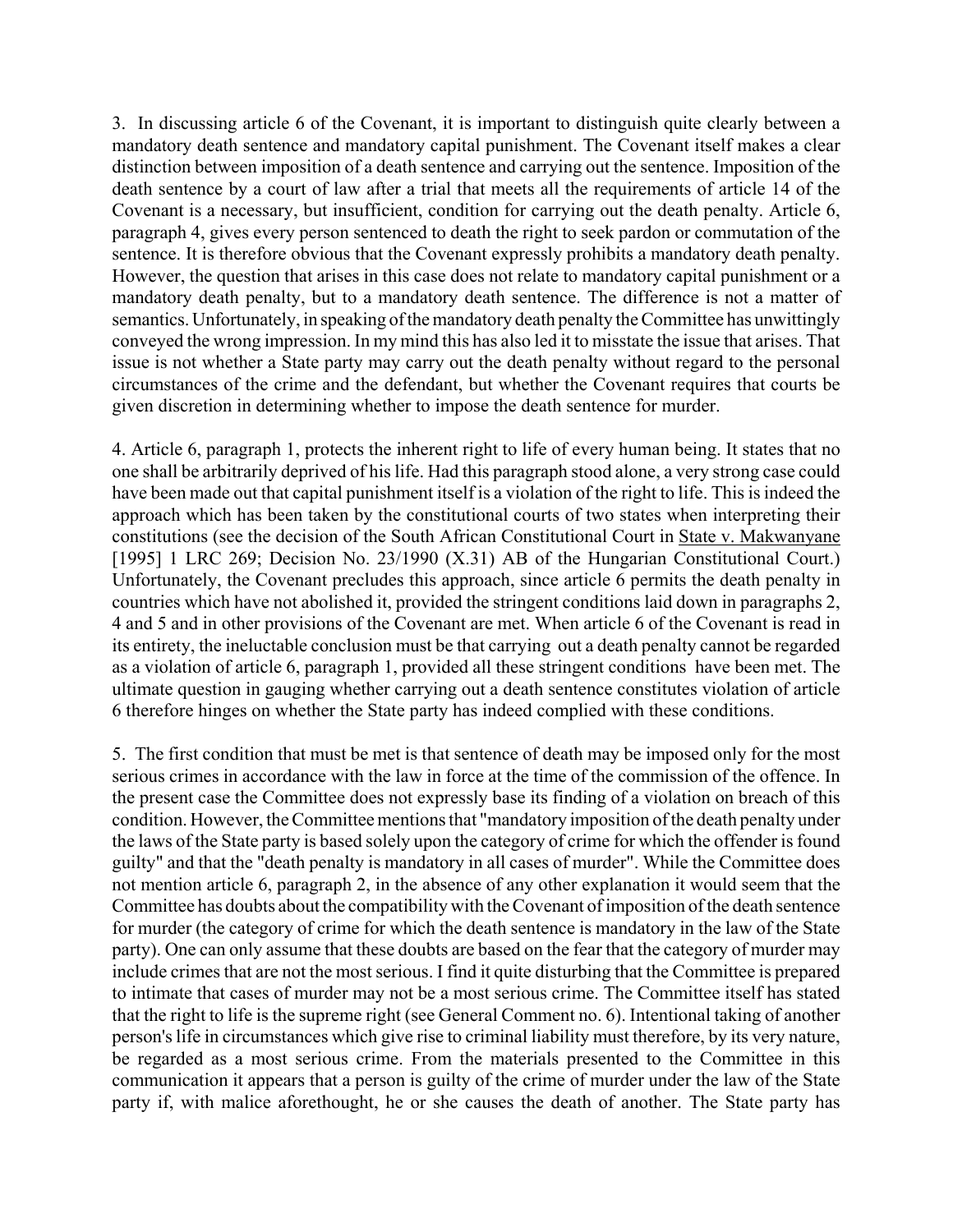3. In discussing article 6 of the Covenant, it is important to distinguish quite clearly between a mandatory death sentence and mandatory capital punishment. The Covenant itself makes a clear distinction between imposition of a death sentence and carrying out the sentence. Imposition of the death sentence by a court of law after a trial that meets all the requirements of article 14 of the Covenant is a necessary, but insufficient, condition for carrying out the death penalty. Article 6, paragraph 4, gives every person sentenced to death the right to seek pardon or commutation of the sentence. It is therefore obvious that the Covenant expressly prohibits a mandatory death penalty. However, the question that arises in this case does not relate to mandatory capital punishment or a mandatory death penalty, but to a mandatory death sentence. The difference is not a matter of semantics. Unfortunately, in speaking of the mandatory death penalty the Committee has unwittingly conveyed the wrong impression. In my mind this has also led it to misstate the issue that arises. That issue is not whether a State party may carry out the death penalty without regard to the personal circumstances of the crime and the defendant, but whether the Covenant requires that courts be given discretion in determining whether to impose the death sentence for murder.

4. Article 6, paragraph 1, protects the inherent right to life of every human being. It states that no one shall be arbitrarily deprived of his life. Had this paragraph stood alone, a very strong case could have been made out that capital punishment itself is a violation of the right to life. This is indeed the approach which has been taken by the constitutional courts of two states when interpreting their constitutions (see the decision of the South African Constitutional Court in State v. Makwanyane [1995] 1 LRC 269; Decision No. 23/1990 (X.31) AB of the Hungarian Constitutional Court.) Unfortunately, the Covenant precludes this approach, since article 6 permits the death penalty in countries which have not abolished it, provided the stringent conditions laid down in paragraphs 2, 4 and 5 and in other provisions of the Covenant are met. When article 6 of the Covenant is read in its entirety, the ineluctable conclusion must be that carrying out a death penalty cannot be regarded as a violation of article 6, paragraph 1, provided all these stringent conditions have been met. The ultimate question in gauging whether carrying out a death sentence constitutes violation of article 6 therefore hinges on whether the State party has indeed complied with these conditions.

5. The first condition that must be met is that sentence of death may be imposed only for the most serious crimes in accordance with the law in force at the time of the commission of the offence. In the present case the Committee does not expressly base its finding of a violation on breach of this condition. However, the Committee mentions that "mandatory imposition of the death penalty under the laws of the State party is based solely upon the category of crime for which the offender is found guilty" and that the "death penalty is mandatory in all cases of murder". While the Committee does not mention article 6, paragraph 2, in the absence of any other explanation it would seem that the Committee has doubts about the compatibility with the Covenant of imposition of the death sentence for murder (the category of crime for which the death sentence is mandatory in the law of the State party). One can only assume that these doubts are based on the fear that the category of murder may include crimes that are not the most serious. I find it quite disturbing that the Committee is prepared to intimate that cases of murder may not be a most serious crime. The Committee itself has stated that the right to life is the supreme right (see General Comment no. 6). Intentional taking of another person's life in circumstances which give rise to criminal liability must therefore, by its very nature, be regarded as a most serious crime. From the materials presented to the Committee in this communication it appears that a person is guilty of the crime of murder under the law of the State party if, with malice aforethought, he or she causes the death of another. The State party has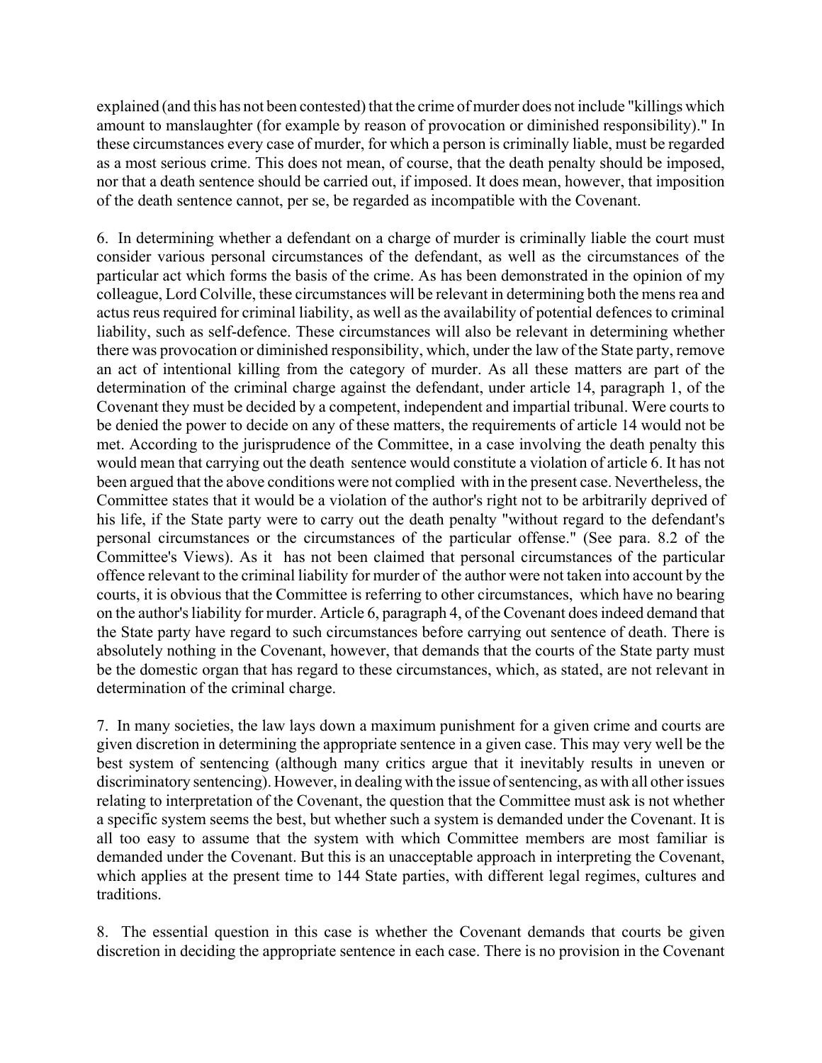explained (and this has not been contested) that the crime of murder does not include "killings which amount to manslaughter (for example by reason of provocation or diminished responsibility)." In these circumstances every case of murder, for which a person is criminally liable, must be regarded as a most serious crime. This does not mean, of course, that the death penalty should be imposed, nor that a death sentence should be carried out, if imposed. It does mean, however, that imposition of the death sentence cannot, per se, be regarded as incompatible with the Covenant.

6. In determining whether a defendant on a charge of murder is criminally liable the court must consider various personal circumstances of the defendant, as well as the circumstances of the particular act which forms the basis of the crime. As has been demonstrated in the opinion of my colleague, Lord Colville, these circumstances will be relevant in determining both the mens rea and actus reus required for criminal liability, as well as the availability of potential defences to criminal liability, such as self-defence. These circumstances will also be relevant in determining whether there was provocation or diminished responsibility, which, under the law of the State party, remove an act of intentional killing from the category of murder. As all these matters are part of the determination of the criminal charge against the defendant, under article 14, paragraph 1, of the Covenant they must be decided by a competent, independent and impartial tribunal. Were courts to be denied the power to decide on any of these matters, the requirements of article 14 would not be met. According to the jurisprudence of the Committee, in a case involving the death penalty this would mean that carrying out the death sentence would constitute a violation of article 6. It has not been argued that the above conditions were not complied with in the present case. Nevertheless, the Committee states that it would be a violation of the author's right not to be arbitrarily deprived of his life, if the State party were to carry out the death penalty "without regard to the defendant's personal circumstances or the circumstances of the particular offense." (See para. 8.2 of the Committee's Views). As it has not been claimed that personal circumstances of the particular offence relevant to the criminal liability for murder of the author were not taken into account by the courts, it is obvious that the Committee is referring to other circumstances, which have no bearing on the author's liability for murder. Article 6, paragraph 4, of the Covenant does indeed demand that the State party have regard to such circumstances before carrying out sentence of death. There is absolutely nothing in the Covenant, however, that demands that the courts of the State party must be the domestic organ that has regard to these circumstances, which, as stated, are not relevant in determination of the criminal charge.

7. In many societies, the law lays down a maximum punishment for a given crime and courts are given discretion in determining the appropriate sentence in a given case. This may very well be the best system of sentencing (although many critics argue that it inevitably results in uneven or discriminatory sentencing). However, in dealing with the issue of sentencing, as with all other issues relating to interpretation of the Covenant, the question that the Committee must ask is not whether a specific system seems the best, but whether such a system is demanded under the Covenant. It is all too easy to assume that the system with which Committee members are most familiar is demanded under the Covenant. But this is an unacceptable approach in interpreting the Covenant, which applies at the present time to 144 State parties, with different legal regimes, cultures and traditions.

8. The essential question in this case is whether the Covenant demands that courts be given discretion in deciding the appropriate sentence in each case. There is no provision in the Covenant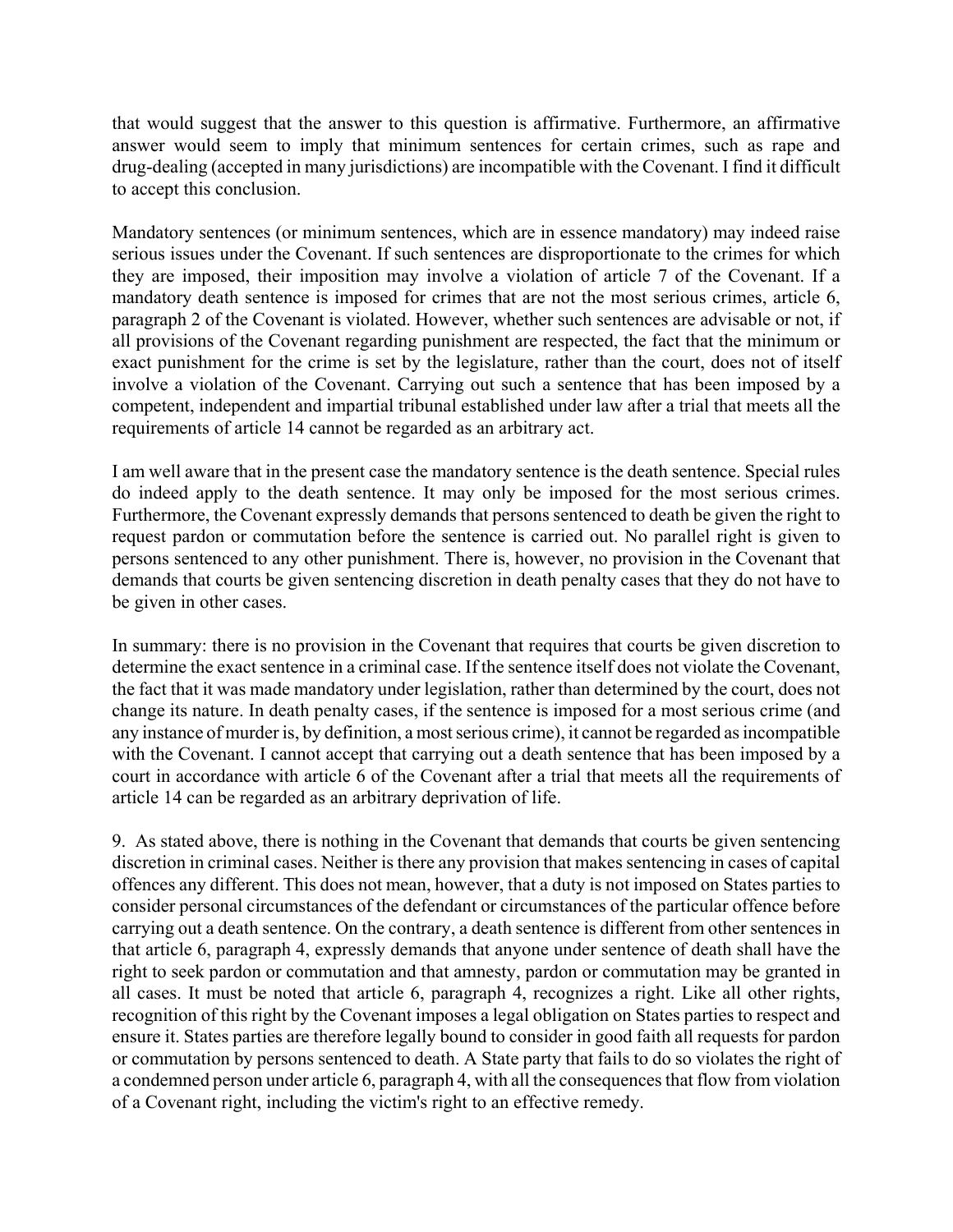that would suggest that the answer to this question is affirmative. Furthermore, an affirmative answer would seem to imply that minimum sentences for certain crimes, such as rape and drug-dealing (accepted in many jurisdictions) are incompatible with the Covenant. I find it difficult to accept this conclusion.

Mandatory sentences (or minimum sentences, which are in essence mandatory) may indeed raise serious issues under the Covenant. If such sentences are disproportionate to the crimes for which they are imposed, their imposition may involve a violation of article 7 of the Covenant. If a mandatory death sentence is imposed for crimes that are not the most serious crimes, article 6, paragraph 2 of the Covenant is violated. However, whether such sentences are advisable or not, if all provisions of the Covenant regarding punishment are respected, the fact that the minimum or exact punishment for the crime is set by the legislature, rather than the court, does not of itself involve a violation of the Covenant. Carrying out such a sentence that has been imposed by a competent, independent and impartial tribunal established under law after a trial that meets all the requirements of article 14 cannot be regarded as an arbitrary act.

I am well aware that in the present case the mandatory sentence is the death sentence. Special rules do indeed apply to the death sentence. It may only be imposed for the most serious crimes. Furthermore, the Covenant expressly demands that persons sentenced to death be given the right to request pardon or commutation before the sentence is carried out. No parallel right is given to persons sentenced to any other punishment. There is, however, no provision in the Covenant that demands that courts be given sentencing discretion in death penalty cases that they do not have to be given in other cases.

In summary: there is no provision in the Covenant that requires that courts be given discretion to determine the exact sentence in a criminal case. If the sentence itself does not violate the Covenant, the fact that it was made mandatory under legislation, rather than determined by the court, does not change its nature. In death penalty cases, if the sentence is imposed for a most serious crime (and any instance of murder is, by definition, a most serious crime), it cannot be regarded as incompatible with the Covenant. I cannot accept that carrying out a death sentence that has been imposed by a court in accordance with article 6 of the Covenant after a trial that meets all the requirements of article 14 can be regarded as an arbitrary deprivation of life.

9. As stated above, there is nothing in the Covenant that demands that courts be given sentencing discretion in criminal cases. Neither is there any provision that makes sentencing in cases of capital offences any different. This does not mean, however, that a duty is not imposed on States parties to consider personal circumstances of the defendant or circumstances of the particular offence before carrying out a death sentence. On the contrary, a death sentence is different from other sentences in that article 6, paragraph 4, expressly demands that anyone under sentence of death shall have the right to seek pardon or commutation and that amnesty, pardon or commutation may be granted in all cases. It must be noted that article 6, paragraph 4, recognizes a right. Like all other rights, recognition of this right by the Covenant imposes a legal obligation on States parties to respect and ensure it. States parties are therefore legally bound to consider in good faith all requests for pardon or commutation by persons sentenced to death. A State party that fails to do so violates the right of a condemned person under article 6, paragraph 4, with all the consequences that flow from violation of a Covenant right, including the victim's right to an effective remedy.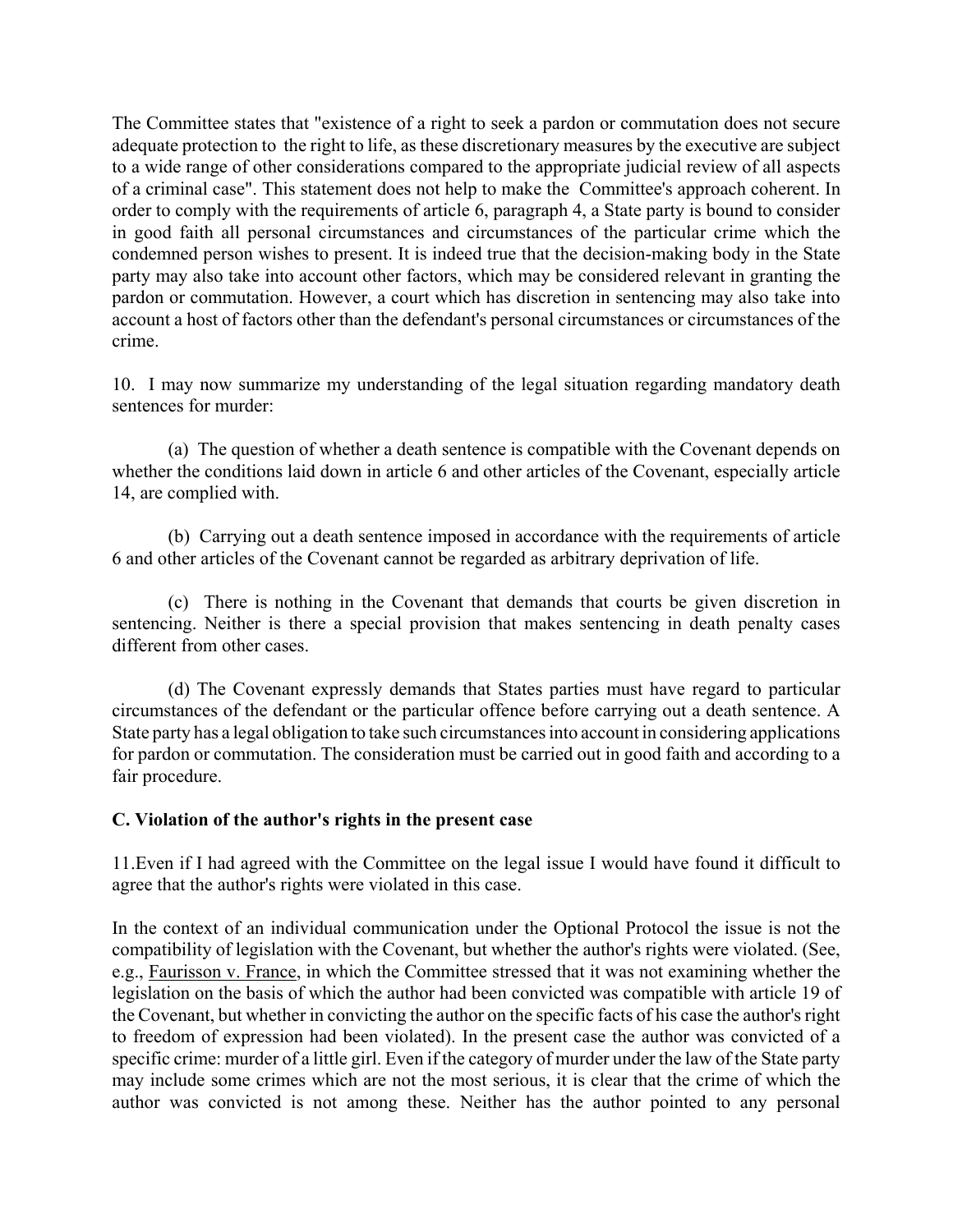The Committee states that "existence of a right to seek a pardon or commutation does not secure adequate protection to the right to life, as these discretionary measures by the executive are subject to a wide range of other considerations compared to the appropriate judicial review of all aspects of a criminal case". This statement does not help to make the Committee's approach coherent. In order to comply with the requirements of article 6, paragraph 4, a State party is bound to consider in good faith all personal circumstances and circumstances of the particular crime which the condemned person wishes to present. It is indeed true that the decision-making body in the State party may also take into account other factors, which may be considered relevant in granting the pardon or commutation. However, a court which has discretion in sentencing may also take into account a host of factors other than the defendant's personal circumstances or circumstances of the crime.

10. I may now summarize my understanding of the legal situation regarding mandatory death sentences for murder:

(a) The question of whether a death sentence is compatible with the Covenant depends on whether the conditions laid down in article 6 and other articles of the Covenant, especially article 14, are complied with.

(b) Carrying out a death sentence imposed in accordance with the requirements of article 6 and other articles of the Covenant cannot be regarded as arbitrary deprivation of life.

(c) There is nothing in the Covenant that demands that courts be given discretion in sentencing. Neither is there a special provision that makes sentencing in death penalty cases different from other cases.

(d) The Covenant expressly demands that States parties must have regard to particular circumstances of the defendant or the particular offence before carrying out a death sentence. A State party has a legal obligation to take such circumstances into account in considering applications for pardon or commutation. The consideration must be carried out in good faith and according to a fair procedure.

**C. Violation of the author's rights in the present case**

11. Even if I had agreed with the Committee on the legal issue I would have found it difficult to agree that the author's rights were violated in this case.

In the context of an individual communication under the Optional Protocol the issue is not the compatibility of legislation with the Covenant, but whether the author's rights were violated. (See, e.g., Faurisson v. France, in which the Committee stressed that it was not examining whether the legislation on the basis of which the author had been convicted was compatible with article 19 of the Covenant, but whether in convicting the author on the specific facts of his case the author's right to freedom of expression had been violated). In the present case the author was convicted of a specific crime: murder of a little girl. Even if the category of murder under the law of the State party may include some crimes which are not the most serious, it is clear that the crime of which the author was convicted is not among these. Neither has the author pointed to any personal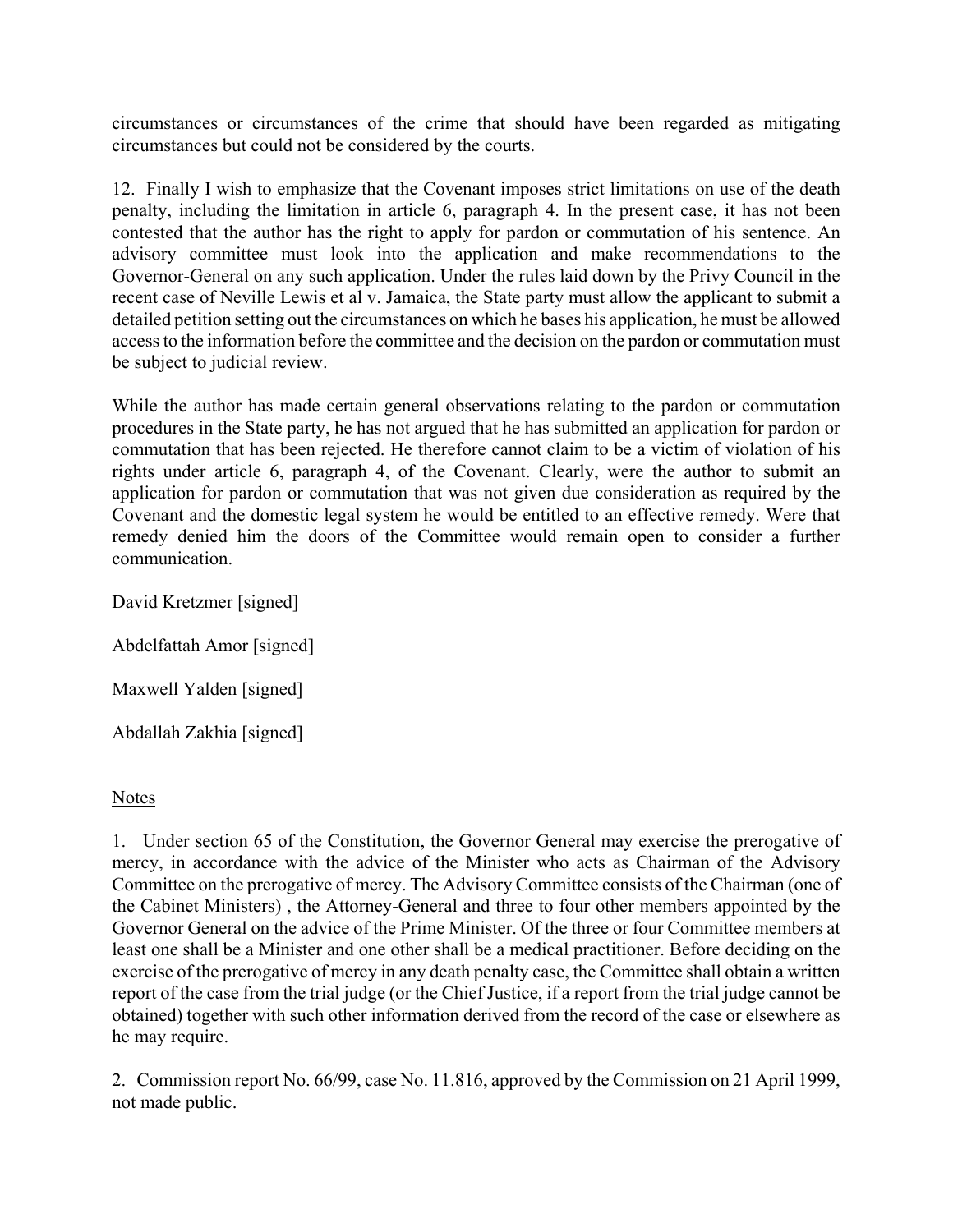circumstances or circumstances of the crime that should have been regarded as mitigating circumstances but could not be considered by the courts.

12. Finally I wish to emphasize that the Covenant imposes strict limitations on use of the death penalty, including the limitation in article 6, paragraph 4. In the present case, it has not been contested that the author has the right to apply for pardon or commutation of his sentence. An advisory committee must look into the application and make recommendations to the Governor-General on any such application. Under the rules laid down by the Privy Council in the recent case of Neville Lewis et al v. Jamaica, the State party must allow the applicant to submit a detailed petition setting out the circumstances on which he bases his application, he must be allowed access to the information before the committee and the decision on the pardon or commutation must be subject to judicial review.

While the author has made certain general observations relating to the pardon or commutation procedures in the State party, he has not argued that he has submitted an application for pardon or commutation that has been rejected. He therefore cannot claim to be a victim of violation of his rights under article 6, paragraph 4, of the Covenant. Clearly, were the author to submit an application for pardon or commutation that was not given due consideration as required by the Covenant and the domestic legal system he would be entitled to an effective remedy. Were that remedy denied him the doors of the Committee would remain open to consider a further communication.

David Kretzmer [signed]

Abdelfattah Amor [signed]

Maxwell Yalden [signed]

Abdallah Zakhia [signed]

Notes

1. Under section 65 of the Constitution, the Governor General may exercise the prerogative of mercy, in accordance with the advice of the Minister who acts as Chairman of the Advisory Committee on the prerogative of mercy. The Advisory Committee consists of the Chairman (one of the Cabinet Ministers) , the Attorney-General and three to four other members appointed by the Governor General on the advice of the Prime Minister. Of the three or four Committee members at least one shall be a Minister and one other shall be a medical practitioner. Before deciding on the exercise of the prerogative of mercy in any death penalty case, the Committee shall obtain a written report of the case from the trial judge (or the Chief Justice, if a report from the trial judge cannot be obtained) together with such other information derived from the record of the case or elsewhere as he may require.

2. Commission report No. 66/99, case No. 11.816, approved by the Commission on 21 April 1999, not made public.